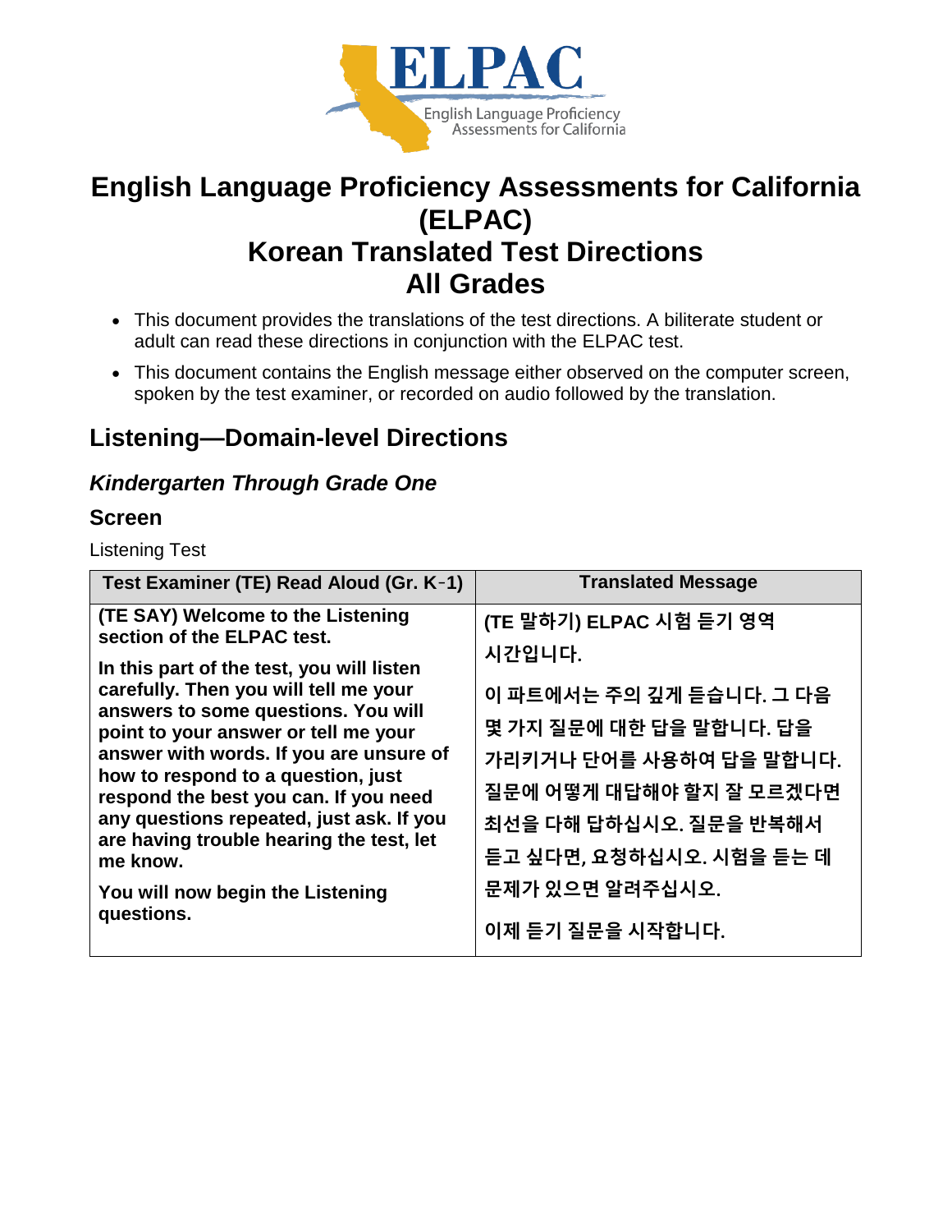# English Language Proficiency Assessments for California (ELPAC)
# Korean Translated Test Directions
# All Grades

- This document provides the translations of the test directions. A biliterate student or adult can read these directions in conjunction with the ELPAC test.
- This document contains the English message either observed on the computer screen, spoken by the test examiner, or recorded on audio followed by the translation.

## Listening—Domain-level Directions

### *Kindergarten Through Grade One*

### Screen

Listening Test

| Test Examiner (TE) Read Aloud (Gr. K–1) | Translated Message |
|---|---|
| **(TE SAY) Welcome to the Listening section of the ELPAC test.**<br><br>**In this part of the test, you will listen carefully. Then you will tell me your answers to some questions. You will point to your answer or tell me your answer with words. If you are unsure of how to respond to a question, just respond the best you can. If you need any questions repeated, just ask. If you are having trouble hearing the test, let me know.**<br><br>**You will now begin the Listening questions.** | **(TE 말하기) ELPAC 시험 듣기 영역 시간입니다.**<br><br>**이 파트에서는 주의 깊게 듣습니다. 그 다음 몇 가지 질문에 대한 답을 말합니다. 답을 가리키거나 단어를 사용하여 답을 말합니다. 질문에 어떻게 대답해야 할지 잘 모르겠다면 최선을 다해 답하십시오. 질문을 반복해서 듣고 싶다면, 요청하십시오. 시험을 듣는 데 문제가 있으면 알려주십시오.**<br><br>**이제 듣기 질문을 시작합니다.** |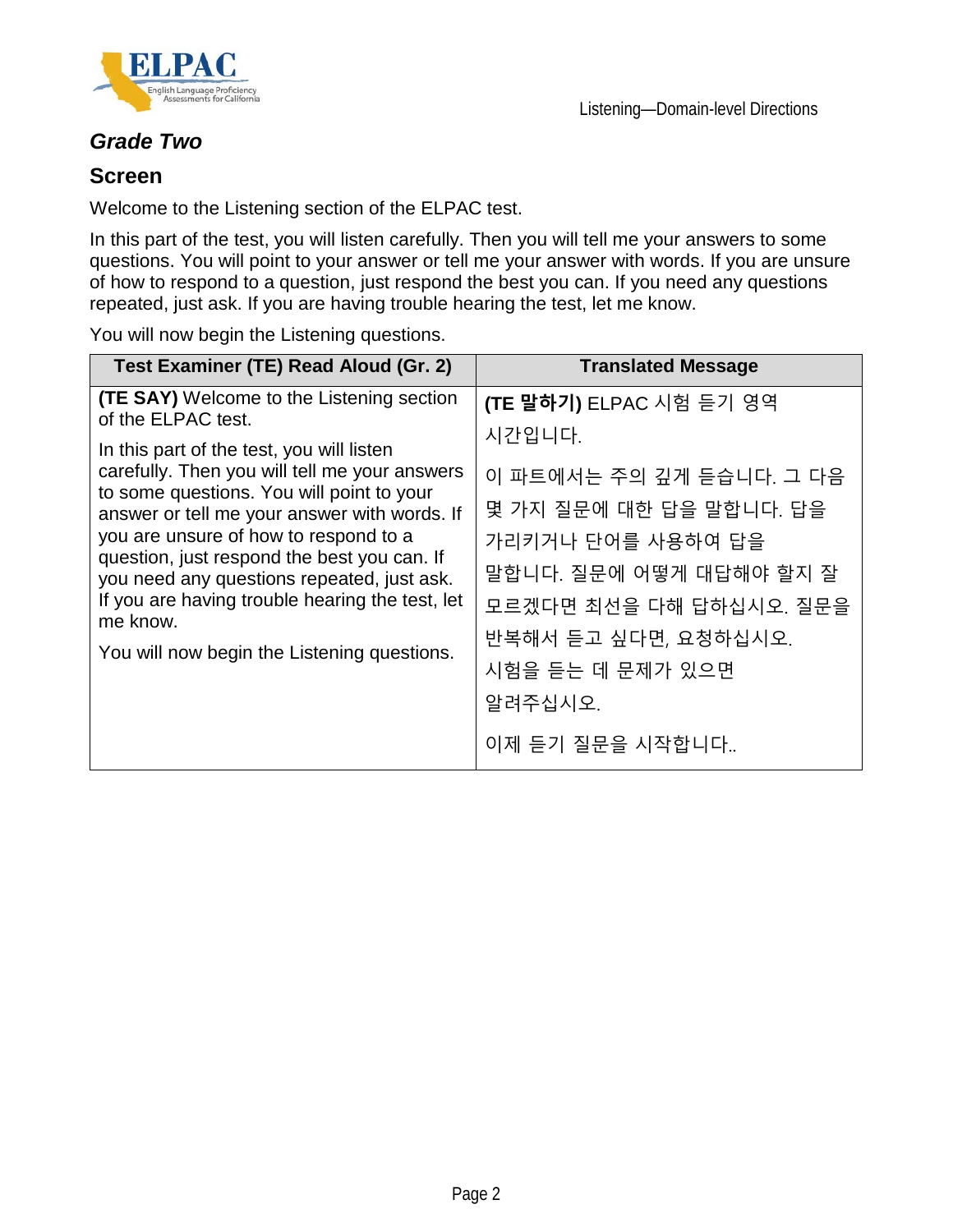### *Grade Two*

### Screen

Welcome to the Listening section of the ELPAC test.

In this part of the test, you will listen carefully. Then you will tell me your answers to some questions. You will point to your answer or tell me your answer with words. If you are unsure of how to respond to a question, just respond the best you can. If you need any questions repeated, just ask. If you are having trouble hearing the test, let me know.

You will now begin the Listening questions.

| Test Examiner (TE) Read Aloud (Gr. 2) | Translated Message |
|---|---|
| **(TE SAY)** Welcome to the Listening section of the ELPAC test.<br><br>In this part of the test, you will listen carefully. Then you will tell me your answers to some questions. You will point to your answer or tell me your answer with words. If you are unsure of how to respond to a question, just respond the best you can. If you need any questions repeated, just ask. If you are having trouble hearing the test, let me know.<br><br>You will now begin the Listening questions. | **(TE 말하기)** ELPAC 시험 듣기 영역 시간입니다.<br><br>이 파트에서는 주의 깊게 듣습니다. 그 다음 몇 가지 질문에 대한 답을 말합니다. 답을 가리키거나 단어를 사용하여 답을 말합니다. 질문에 어떻게 대답해야 할지 잘 모르겠다면 최선을 다해 답하십시오. 질문을 반복해서 듣고 싶다면, 요청하십시오. 시험을 듣는 데 문제가 있으면 알려주십시오.<br><br>이제 듣기 질문을 시작합니다.. |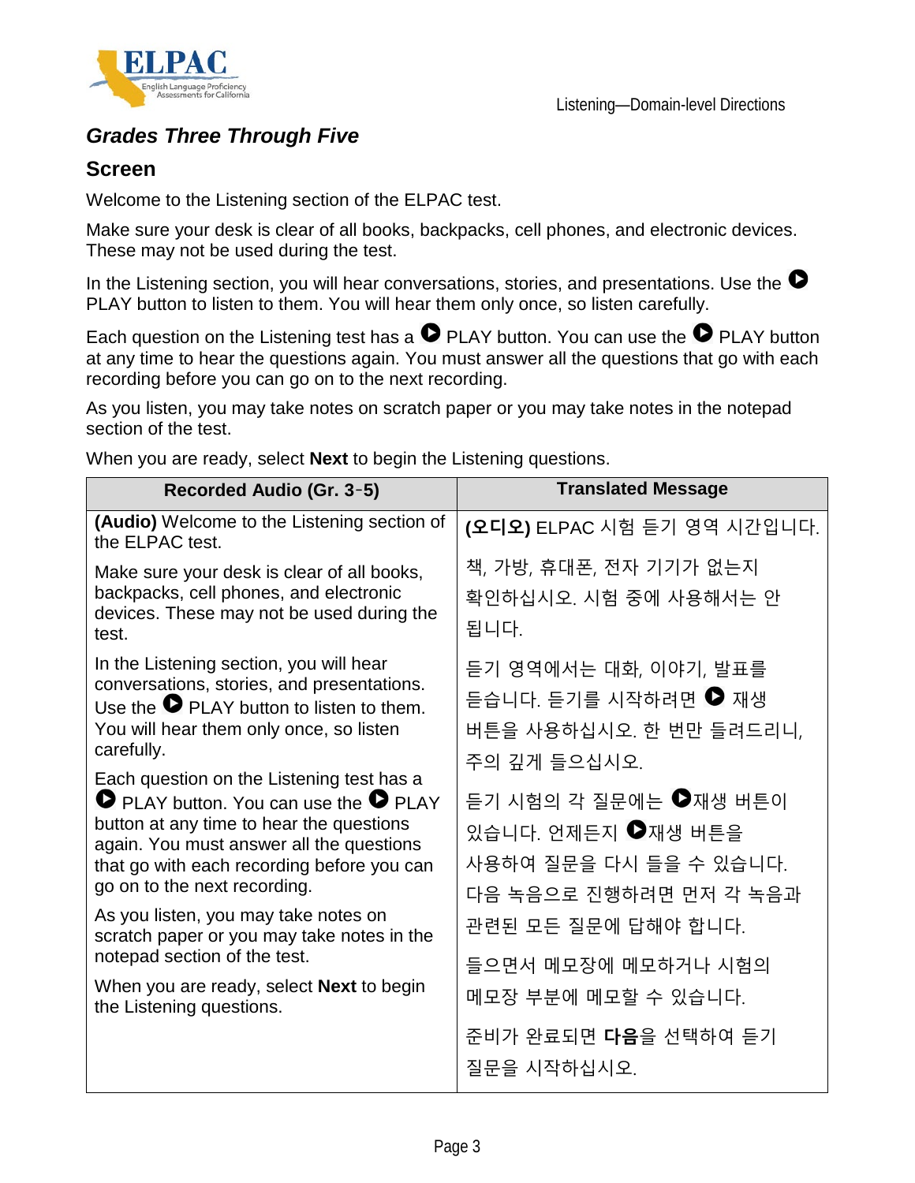## Grades Three Through Five

### Screen

Welcome to the Listening section of the ELPAC test.

Make sure your desk is clear of all books, backpacks, cell phones, and electronic devices. These may not be used during the test.

In the Listening section, you will hear conversations, stories, and presentations. Use the ▶ PLAY button to listen to them. You will hear them only once, so listen carefully.

Each question on the Listening test has a ▶ PLAY button. You can use the ▶ PLAY button at any time to hear the questions again. You must answer all the questions that go with each recording before you can go on to the next recording.

As you listen, you may take notes on scratch paper or you may take notes in the notepad section of the test.

When you are ready, select **Next** to begin the Listening questions.

| Recorded Audio (Gr. 3‑5) | Translated Message |
| --- | --- |
| **(Audio)** Welcome to the Listening section of the ELPAC test.<br><br>Make sure your desk is clear of all books, backpacks, cell phones, and electronic devices. These may not be used during the test.<br><br>In the Listening section, you will hear conversations, stories, and presentations. Use the ▶ PLAY button to listen to them. You will hear them only once, so listen carefully.<br><br>Each question on the Listening test has a ▶ PLAY button. You can use the ▶ PLAY button at any time to hear the questions again. You must answer all the questions that go with each recording before you can go on to the next recording.<br><br>As you listen, you may take notes on scratch paper or you may take notes in the notepad section of the test.<br><br>When you are ready, select **Next** to begin the Listening questions. | **(오디오)** ELPAC 시험 듣기 영역 시간입니다.<br><br>책, 가방, 휴대폰, 전자 기기가 없는지 확인하십시오. 시험 중에 사용해서는 안 됩니다.<br><br>듣기 영역에서는 대화, 이야기, 발표를 듣습니다. 듣기를 시작하려면 ▶ 재생 버튼을 사용하십시오. 한 번만 들려드리니, 주의 깊게 들으십시오.<br><br>듣기 시험의 각 질문에는 ▶재생 버튼이 있습니다. 언제든지 ▶재생 버튼을 사용하여 질문을 다시 들을 수 있습니다. 다음 녹음으로 진행하려면 먼저 각 녹음과 관련된 모든 질문에 답해야 합니다.<br><br>들으면서 메모장에 메모하거나 시험의 메모장 부분에 메모할 수 있습니다.<br><br>준비가 완료되면 **다음**을 선택하여 듣기 질문을 시작하십시오. |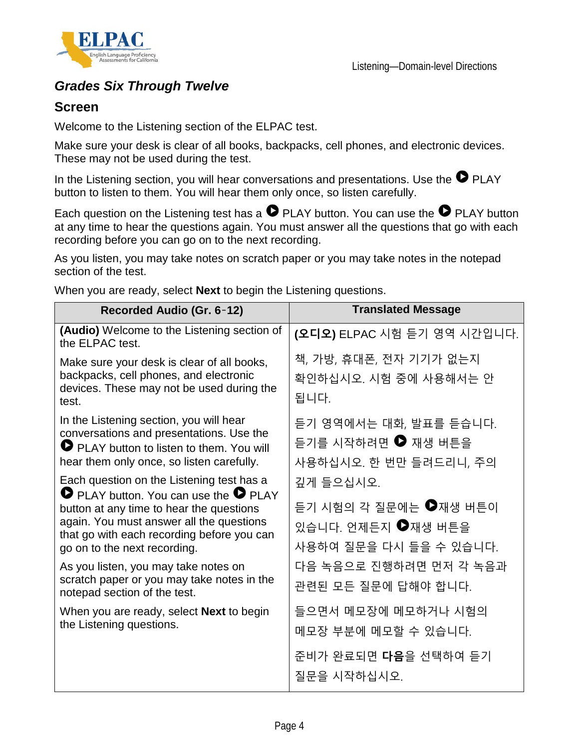### *Grades Six Through Twelve*

### Screen

Welcome to the Listening section of the ELPAC test.

Make sure your desk is clear of all books, backpacks, cell phones, and electronic devices. These may not be used during the test.

In the Listening section, you will hear conversations and presentations. Use the ▶ PLAY button to listen to them. You will hear them only once, so listen carefully.

Each question on the Listening test has a ▶ PLAY button. You can use the ▶ PLAY button at any time to hear the questions again. You must answer all the questions that go with each recording before you can go on to the next recording.

As you listen, you may take notes on scratch paper or you may take notes in the notepad section of the test.

When you are ready, select **Next** to begin the Listening questions.

| Recorded Audio (Gr. 6-12) | Translated Message |
|---|---|
| **(Audio)** Welcome to the Listening section of the ELPAC test. | **(오디오)** ELPAC 시험 듣기 영역 시간입니다. |
| Make sure your desk is clear of all books, backpacks, cell phones, and electronic devices. These may not be used during the test. | 책, 가방, 휴대폰, 전자 기기가 없는지 확인하십시오. 시험 중에 사용해서는 안 됩니다. |
| In the Listening section, you will hear conversations and presentations. Use the ▶ PLAY button to listen to them. You will hear them only once, so listen carefully. | 듣기 영역에서는 대화, 발표를 듣습니다. 듣기를 시작하려면 ▶ 재생 버튼을 사용하십시오. 한 번만 들려드리니, 주의 깊게 들으십시오. |
| Each question on the Listening test has a ▶ PLAY button. You can use the ▶ PLAY button at any time to hear the questions again. You must answer all the questions that go with each recording before you can go on to the next recording. | 듣기 시험의 각 질문에는 ▶재생 버튼이 있습니다. 언제든지 ▶재생 버튼을 사용하여 질문을 다시 들을 수 있습니다. 다음 녹음으로 진행하려면 먼저 각 녹음과 관련된 모든 질문에 답해야 합니다. |
| As you listen, you may take notes on scratch paper or you may take notes in the notepad section of the test. | 들으면서 메모장에 메모하거나 시험의 메모장 부분에 메모할 수 있습니다. |
| When you are ready, select **Next** to begin the Listening questions. | 준비가 완료되면 **다음**을 선택하여 듣기 질문을 시작하십시오. |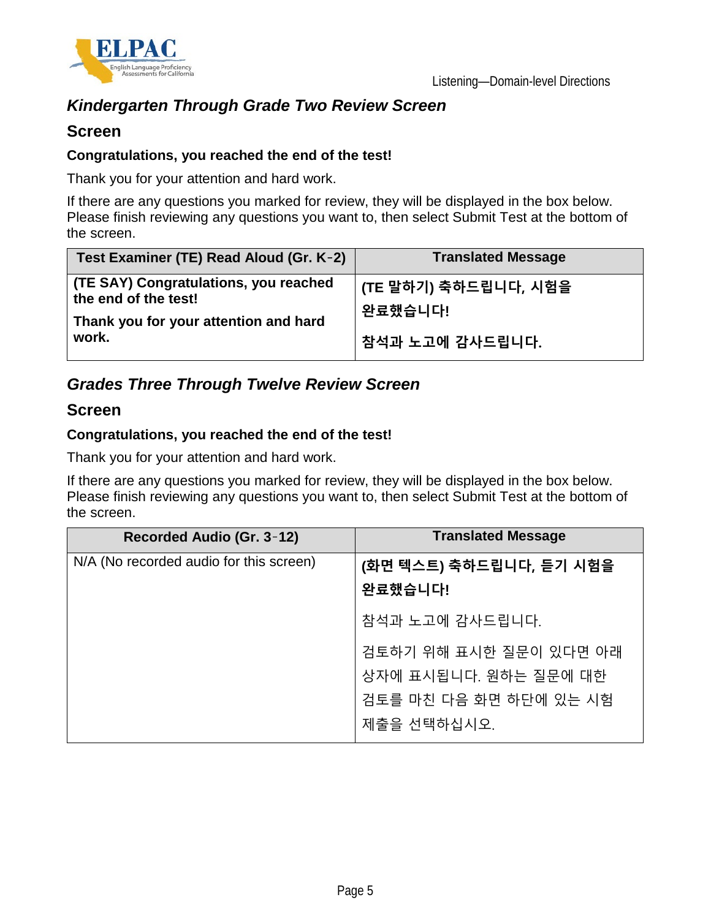## *Kindergarten Through Grade Two Review Screen*

### Screen

**Congratulations, you reached the end of the test!**

Thank you for your attention and hard work.

If there are any questions you marked for review, they will be displayed in the box below. Please finish reviewing any questions you want to, then select Submit Test at the bottom of the screen.

| Test Examiner (TE) Read Aloud (Gr. K-2) | Translated Message |
|---|---|
| **(TE SAY) Congratulations, you reached the end of the test!** <br><br> **Thank you for your attention and hard work.** | **(TE 말하기) 축하드립니다, 시험을 완료했습니다!** <br><br> **참석과 노고에 감사드립니다.** |

## *Grades Three Through Twelve Review Screen*

### Screen

**Congratulations, you reached the end of the test!**

Thank you for your attention and hard work.

If there are any questions you marked for review, they will be displayed in the box below. Please finish reviewing any questions you want to, then select Submit Test at the bottom of the screen.

| Recorded Audio (Gr. 3-12) | Translated Message |
|---|---|
| N/A (No recorded audio for this screen) | **(화면 텍스트) 축하드립니다, 듣기 시험을 완료했습니다!** <br><br> 참석과 노고에 감사드립니다. <br><br> 검토하기 위해 표시한 질문이 있다면 아래 상자에 표시됩니다. 원하는 질문에 대한 검토를 마친 다음 화면 하단에 있는 시험 제출을 선택하십시오. |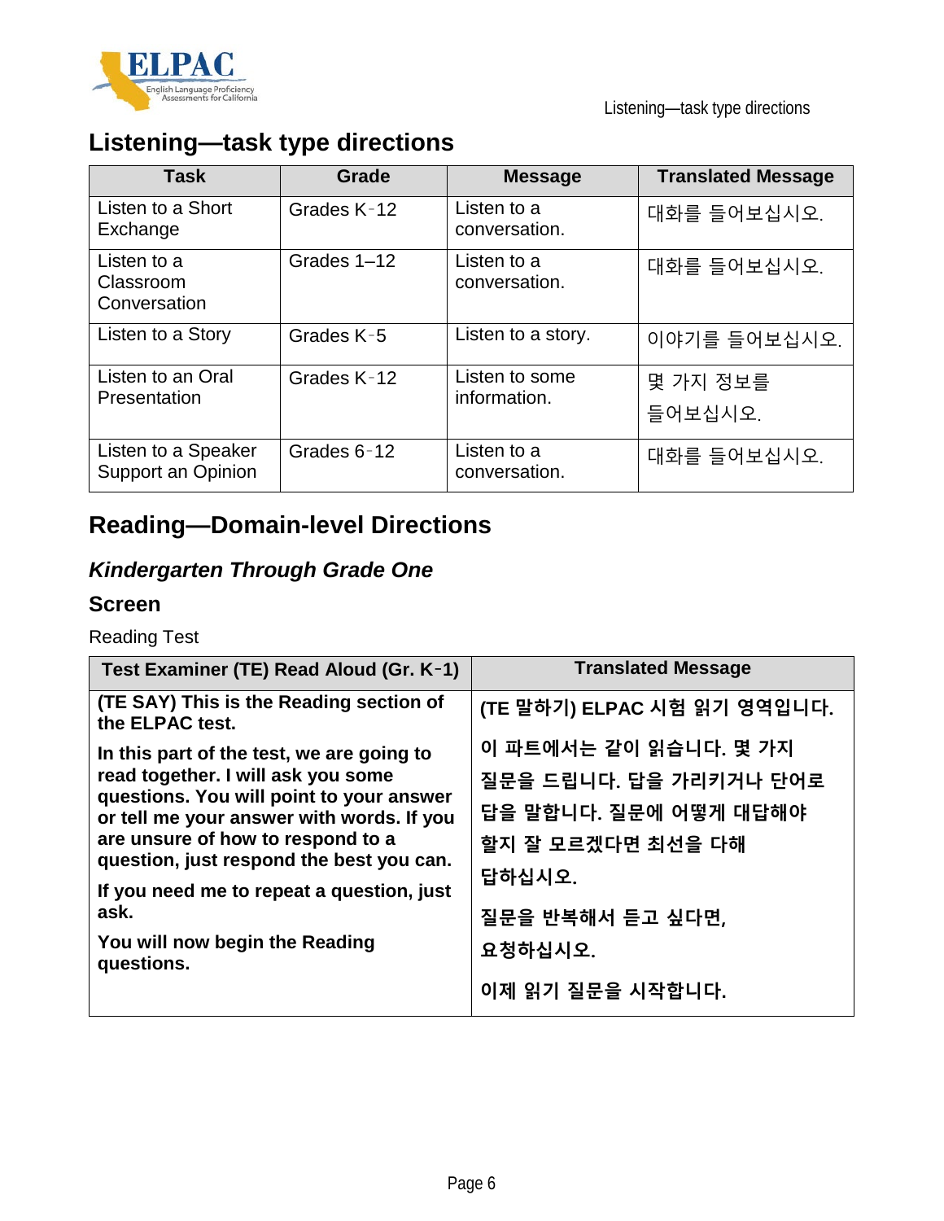## Listening—task type directions

| Task | Grade | Message | Translated Message |
|---|---|---|---|
| Listen to a Short Exchange | Grades K-12 | Listen to a conversation. | 대화를 들어보십시오. |
| Listen to a Classroom Conversation | Grades 1–12 | Listen to a conversation. | 대화를 들어보십시오. |
| Listen to a Story | Grades K-5 | Listen to a story. | 이야기를 들어보십시오. |
| Listen to an Oral Presentation | Grades K-12 | Listen to some information. | 몇 가지 정보를 들어보십시오. |
| Listen to a Speaker Support an Opinion | Grades 6-12 | Listen to a conversation. | 대화를 들어보십시오. |

## Reading—Domain-level Directions

### *Kindergarten Through Grade One*

### Screen

Reading Test

| Test Examiner (TE) Read Aloud (Gr. K-1) | Translated Message |
|---|---|
| **(TE SAY) This is the Reading section of the ELPAC test.**<br><br>**In this part of the test, we are going to read together. I will ask you some questions. You will point to your answer or tell me your answer with words. If you are unsure of how to respond to a question, just respond the best you can.**<br><br>**If you need me to repeat a question, just ask.**<br><br>**You will now begin the Reading questions.** | **(TE 말하기) ELPAC 시험 읽기 영역입니다.**<br><br>**이 파트에서는 같이 읽습니다. 몇 가지 질문을 드립니다. 답을 가리키거나 단어로 답을 말합니다. 질문에 어떻게 대답해야 할지 잘 모르겠다면 최선을 다해 답하십시오.**<br><br>**질문을 반복해서 듣고 싶다면, 요청하십시오.**<br><br>**이제 읽기 질문을 시작합니다.** |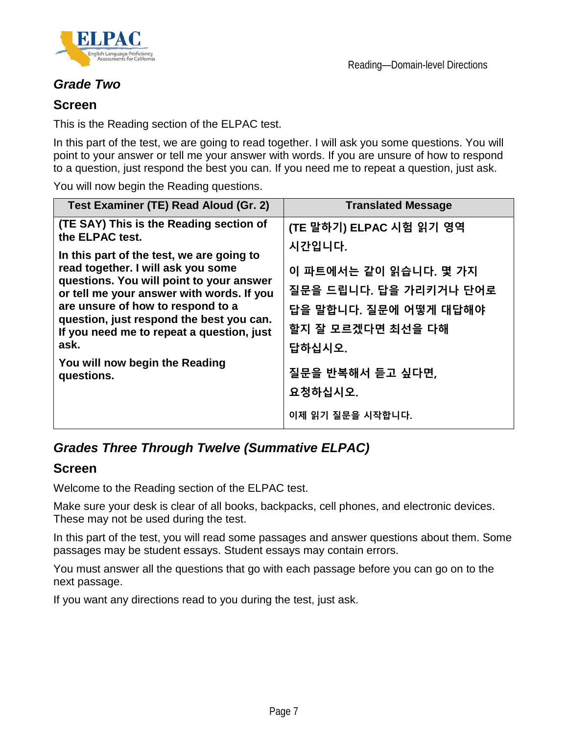## *Grade Two*

### Screen

This is the Reading section of the ELPAC test.

In this part of the test, we are going to read together. I will ask you some questions. You will point to your answer or tell me your answer with words. If you are unsure of how to respond to a question, just respond the best you can. If you need me to repeat a question, just ask.

You will now begin the Reading questions.

| Test Examiner (TE) Read Aloud (Gr. 2) | Translated Message |
| --- | --- |
| **(TE SAY) This is the Reading section of the ELPAC test.**<br><br>**In this part of the test, we are going to read together. I will ask you some questions. You will point to your answer or tell me your answer with words. If you are unsure of how to respond to a question, just respond the best you can. If you need me to repeat a question, just ask.**<br><br>**You will now begin the Reading questions.** | **(TE 말하기) ELPAC 시험 읽기 영역 시간입니다.**<br><br>**이 파트에서는 같이 읽습니다. 몇 가지 질문을 드립니다. 답을 가리키거나 단어로 답을 말합니다. 질문에 어떻게 대답해야 할지 잘 모르겠다면 최선을 다해 답하십시오.**<br><br>**질문을 반복해서 듣고 싶다면, 요청하십시오.**<br><br>**이제 읽기 질문을 시작합니다.** |

## *Grades Three Through Twelve (Summative ELPAC)*

### Screen

Welcome to the Reading section of the ELPAC test.

Make sure your desk is clear of all books, backpacks, cell phones, and electronic devices. These may not be used during the test.

In this part of the test, you will read some passages and answer questions about them. Some passages may be student essays. Student essays may contain errors.

You must answer all the questions that go with each passage before you can go on to the next passage.

If you want any directions read to you during the test, just ask.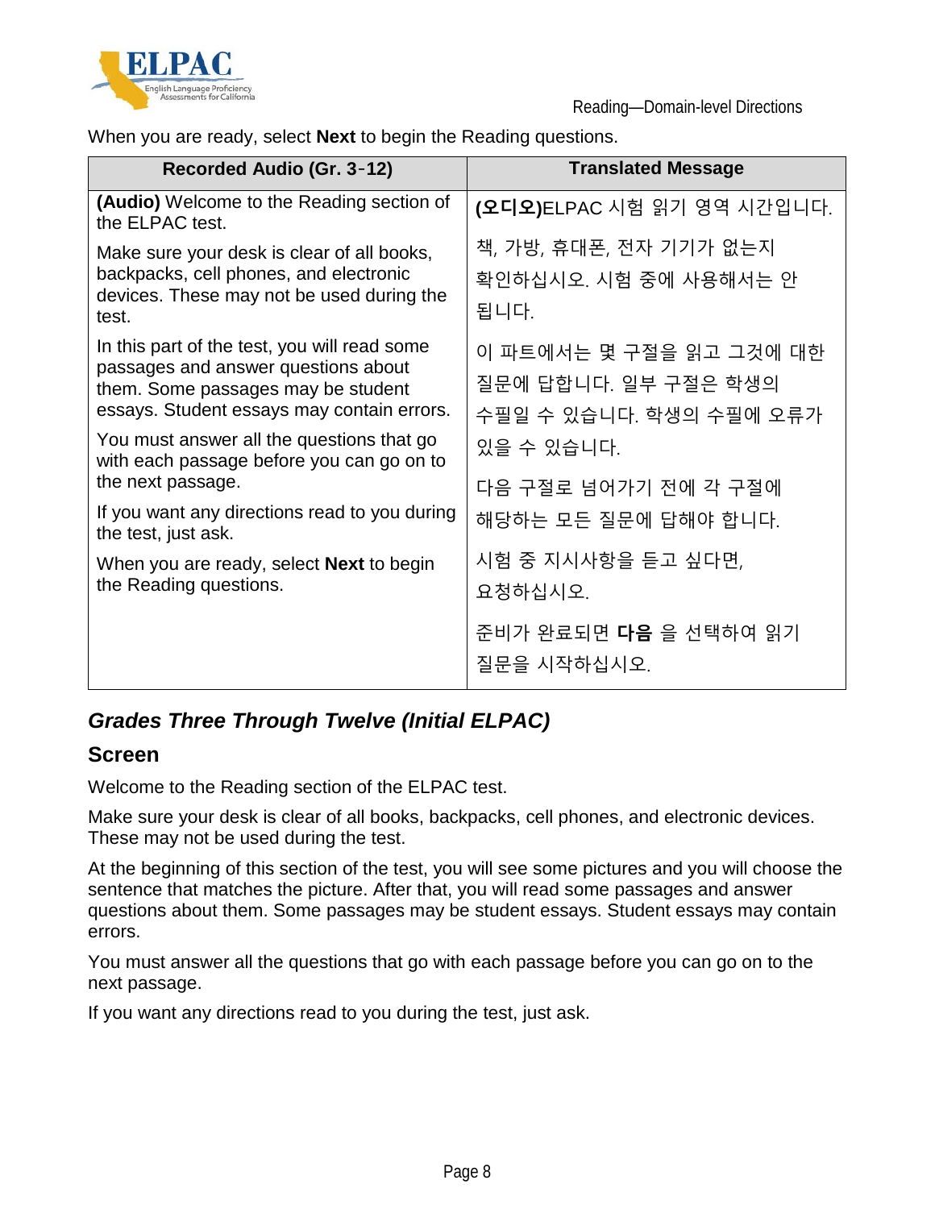When you are ready, select **Next** to begin the Reading questions.

| Recorded Audio (Gr. 3-12) | Translated Message |
|---|---|
| **(Audio)** Welcome to the Reading section of the ELPAC test. | **(오디오)**ELPAC 시험 읽기 영역 시간입니다. |
| Make sure your desk is clear of all books, backpacks, cell phones, and electronic devices. These may not be used during the test. | 책, 가방, 휴대폰, 전자 기기가 없는지 확인하십시오. 시험 중에 사용해서는 안 됩니다. |
| In this part of the test, you will read some passages and answer questions about them. Some passages may be student essays. Student essays may contain errors. | 이 파트에서는 몇 구절을 읽고 그것에 대한 질문에 답합니다. 일부 구절은 학생의 수필일 수 있습니다. 학생의 수필에 오류가 있을 수 있습니다. |
| You must answer all the questions that go with each passage before you can go on to the next passage. | 다음 구절로 넘어가기 전에 각 구절에 해당하는 모든 질문에 답해야 합니다. |
| If you want any directions read to you during the test, just ask. | 시험 중 지시사항을 듣고 싶다면, 요청하십시오. |
| When you are ready, select **Next** to begin the Reading questions. | 준비가 완료되면 **다음** 을 선택하여 읽기 질문을 시작하십시오. |

## *Grades Three Through Twelve (Initial ELPAC)*

### Screen

Welcome to the Reading section of the ELPAC test.

Make sure your desk is clear of all books, backpacks, cell phones, and electronic devices. These may not be used during the test.

At the beginning of this section of the test, you will see some pictures and you will choose the sentence that matches the picture. After that, you will read some passages and answer questions about them. Some passages may be student essays. Student essays may contain errors.

You must answer all the questions that go with each passage before you can go on to the next passage.

If you want any directions read to you during the test, just ask.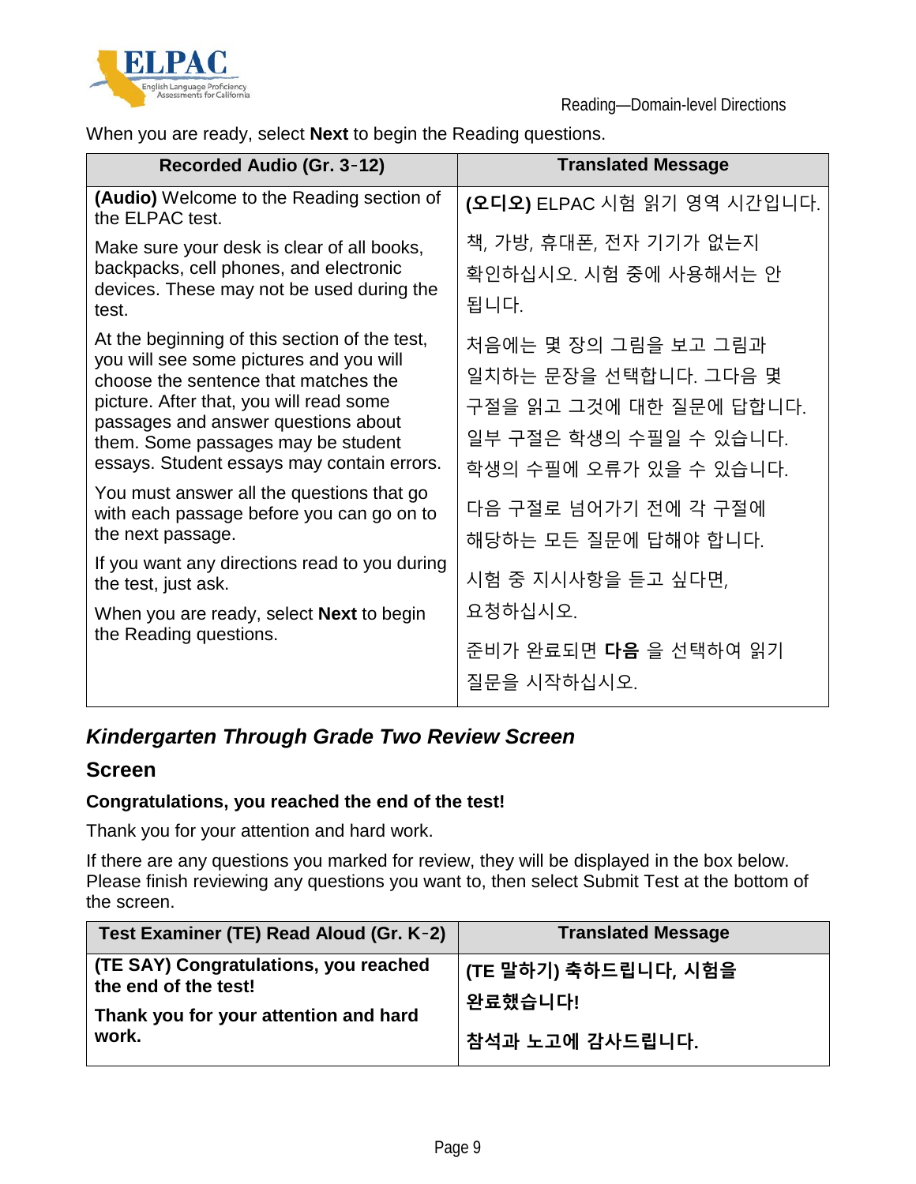When you are ready, select **Next** to begin the Reading questions.

| Recorded Audio (Gr. 3‒12) | Translated Message |
|---|---|
| **(Audio)** Welcome to the Reading section of the ELPAC test. | **(오디오)** ELPAC 시험 읽기 영역 시간입니다. |
| Make sure your desk is clear of all books, backpacks, cell phones, and electronic devices. These may not be used during the test. | 책, 가방, 휴대폰, 전자 기기가 없는지 확인하십시오. 시험 중에 사용해서는 안 됩니다. |
| At the beginning of this section of the test, you will see some pictures and you will choose the sentence that matches the picture. After that, you will read some passages and answer questions about them. Some passages may be student essays. Student essays may contain errors. | 처음에는 몇 장의 그림을 보고 그림과 일치하는 문장을 선택합니다. 그다음 몇 구절을 읽고 그것에 대한 질문에 답합니다. 일부 구절은 학생의 수필일 수 있습니다. 학생의 수필에 오류가 있을 수 있습니다. |
| You must answer all the questions that go with each passage before you can go on to the next passage. | 다음 구절로 넘어가기 전에 각 구절에 해당하는 모든 질문에 답해야 합니다. |
| If you want any directions read to you during the test, just ask. | 시험 중 지시사항을 듣고 싶다면, 요청하십시오. |
| When you are ready, select **Next** to begin the Reading questions. | 준비가 완료되면 **다음** 을 선택하여 읽기 질문을 시작하십시오. |

### *Kindergarten Through Grade Two Review Screen*

#### Screen

**Congratulations, you reached the end of the test!**

Thank you for your attention and hard work.

If there are any questions you marked for review, they will be displayed in the box below. Please finish reviewing any questions you want to, then select Submit Test at the bottom of the screen.

| Test Examiner (TE) Read Aloud (Gr. K‒2) | Translated Message |
|---|---|
| **(TE SAY) Congratulations, you reached the end of the test!** **Thank you for your attention and hard work.** | **(TE 말하기) 축하드립니다, 시험을 완료했습니다!** **참석과 노고에 감사드립니다.** |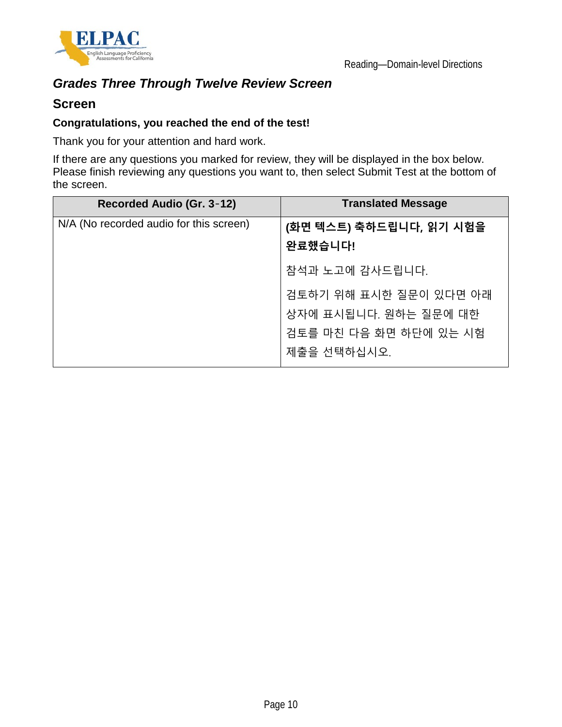## Grades Three Through Twelve Review Screen

### Screen

**Congratulations, you reached the end of the test!**

Thank you for your attention and hard work.

If there are any questions you marked for review, they will be displayed in the box below. Please finish reviewing any questions you want to, then select Submit Test at the bottom of the screen.

| Recorded Audio (Gr. 3-12) | Translated Message |
|---|---|
| N/A (No recorded audio for this screen) | **(화면 텍스트) 축하드립니다, 읽기 시험을 완료했습니다!**<br><br>참석과 노고에 감사드립니다.<br><br>검토하기 위해 표시한 질문이 있다면 아래 상자에 표시됩니다. 원하는 질문에 대한 검토를 마친 다음 화면 하단에 있는 시험 제출을 선택하십시오. |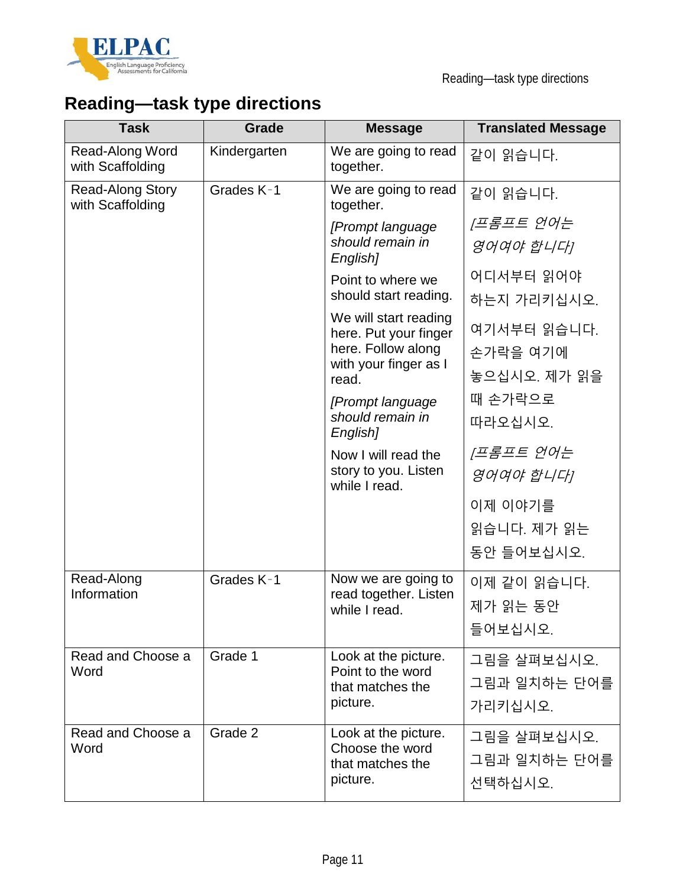## Reading—task type directions

| Task | Grade | Message | Translated Message |
|---|---|---|---|
| Read-Along Word with Scaffolding | Kindergarten | We are going to read together. | 같이 읽습니다. |
| Read-Along Story with Scaffolding | Grades K‑1 | We are going to read together.<br><br>*[Prompt language should remain in English]*<br><br>Point to where we should start reading.<br><br>We will start reading here. Put your finger here. Follow along with your finger as I read.<br><br>*[Prompt language should remain in English]*<br><br>Now I will read the story to you. Listen while I read. | 같이 읽습니다.<br><br>*[프롬프트 언어는 영어여야 합니다]*<br><br>어디서부터 읽어야 하는지 가리키십시오.<br><br>여기서부터 읽습니다. 손가락을 여기에 놓으십시오. 제가 읽을 때 손가락으로 따라오십시오.<br><br>*[프롬프트 언어는 영어여야 합니다]*<br><br>이제 이야기를 읽습니다. 제가 읽는 동안 들어보십시오. |
| Read-Along Information | Grades K‑1 | Now we are going to read together. Listen while I read. | 이제 같이 읽습니다. 제가 읽는 동안 들어보십시오. |
| Read and Choose a Word | Grade 1 | Look at the picture. Point to the word that matches the picture. | 그림을 살펴보십시오. 그림과 일치하는 단어를 가리키십시오. |
| Read and Choose a Word | Grade 2 | Look at the picture. Choose the word that matches the picture. | 그림을 살펴보십시오. 그림과 일치하는 단어를 선택하십시오. |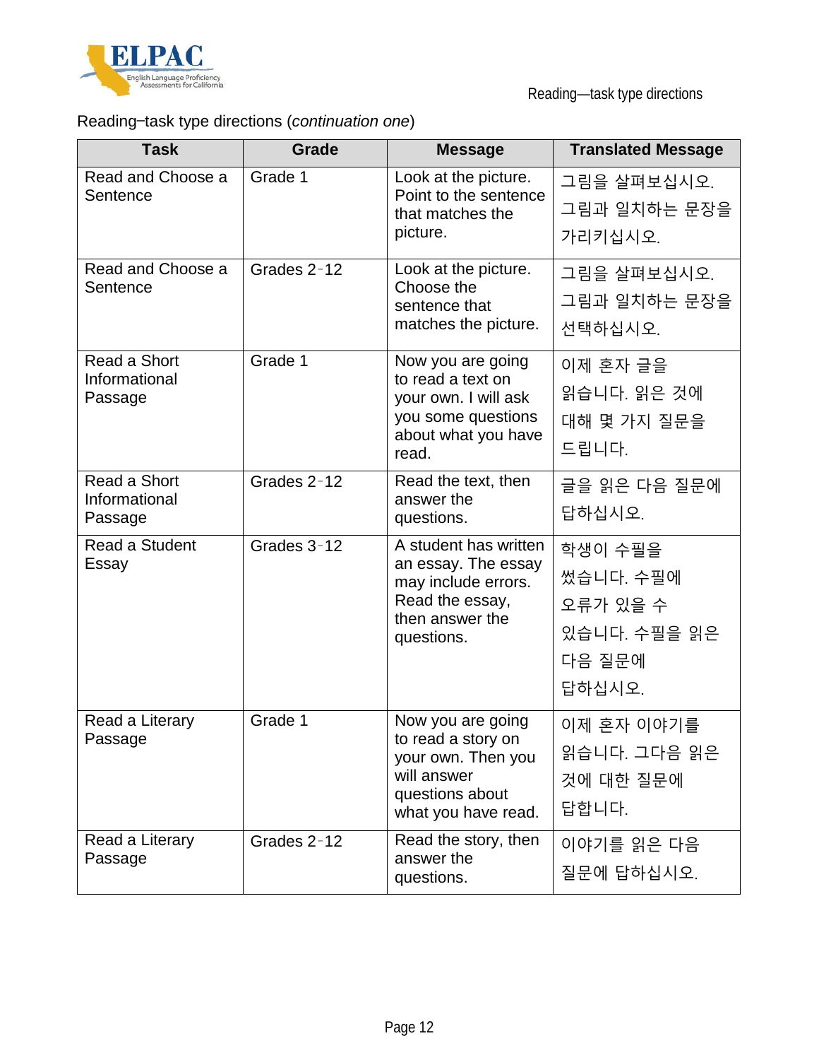Reading‒task type directions (*continuation one*)

| Task | Grade | Message | Translated Message |
|---|---|---|---|
| Read and Choose a Sentence | Grade 1 | Look at the picture. Point to the sentence that matches the picture. | 그림을 살펴보십시오. 그림과 일치하는 문장을 가리키십시오. |
| Read and Choose a Sentence | Grades 2‑12 | Look at the picture. Choose the sentence that matches the picture. | 그림을 살펴보십시오. 그림과 일치하는 문장을 선택하십시오. |
| Read a Short Informational Passage | Grade 1 | Now you are going to read a text on your own. I will ask you some questions about what you have read. | 이제 혼자 글을 읽습니다. 읽은 것에 대해 몇 가지 질문을 드립니다. |
| Read a Short Informational Passage | Grades 2‑12 | Read the text, then answer the questions. | 글을 읽은 다음 질문에 답하십시오. |
| Read a Student Essay | Grades 3‑12 | A student has written an essay. The essay may include errors. Read the essay, then answer the questions. | 학생이 수필을 썼습니다. 수필에 오류가 있을 수 있습니다. 수필을 읽은 다음 질문에 답하십시오. |
| Read a Literary Passage | Grade 1 | Now you are going to read a story on your own. Then you will answer questions about what you have read. | 이제 혼자 이야기를 읽습니다. 그다음 읽은 것에 대한 질문에 답합니다. |
| Read a Literary Passage | Grades 2‑12 | Read the story, then answer the questions. | 이야기를 읽은 다음 질문에 답하십시오. |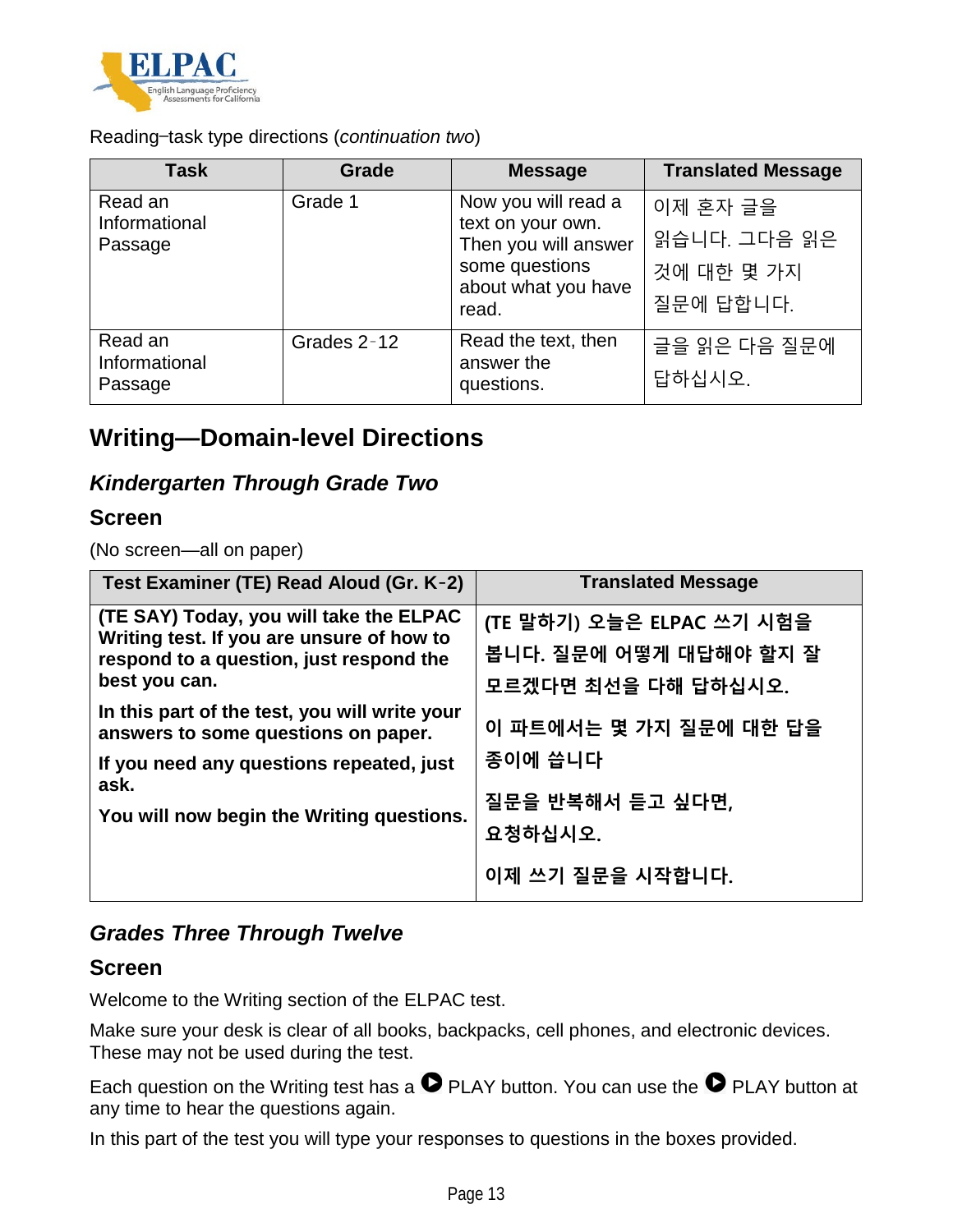Reading–task type directions (*continuation two*)

| Task | Grade | Message | Translated Message |
| --- | --- | --- | --- |
| Read an Informational Passage | Grade 1 | Now you will read a text on your own. Then you will answer some questions about what you have read. | 이제 혼자 글을 읽습니다. 그다음 읽은 것에 대한 몇 가지 질문에 답합니다. |
| Read an Informational Passage | Grades 2–12 | Read the text, then answer the questions. | 글을 읽은 다음 질문에 답하십시오. |

## Writing—Domain-level Directions

### *Kindergarten Through Grade Two*

### Screen

(No screen—all on paper)

| Test Examiner (TE) Read Aloud (Gr. K–2) | Translated Message |
| --- | --- |
| **(TE SAY) Today, you will take the ELPAC Writing test. If you are unsure of how to respond to a question, just respond the best you can.** <br><br> **In this part of the test, you will write your answers to some questions on paper.** <br><br> **If you need any questions repeated, just ask.** <br><br> **You will now begin the Writing questions.** | **(TE 말하기) 오늘은 ELPAC 쓰기 시험을 봅니다. 질문에 어떻게 대답해야 할지 잘 모르겠다면 최선을 다해 답하십시오.** <br><br> **이 파트에서는 몇 가지 질문에 대한 답을 종이에 씁니다** <br><br> **질문을 반복해서 듣고 싶다면, 요청하십시오.** <br><br> **이제 쓰기 질문을 시작합니다.** |

### *Grades Three Through Twelve*

### Screen

Welcome to the Writing section of the ELPAC test.

Make sure your desk is clear of all books, backpacks, cell phones, and electronic devices. These may not be used during the test.

Each question on the Writing test has a ▶ PLAY button. You can use the ▶ PLAY button at any time to hear the questions again.

In this part of the test you will type your responses to questions in the boxes provided.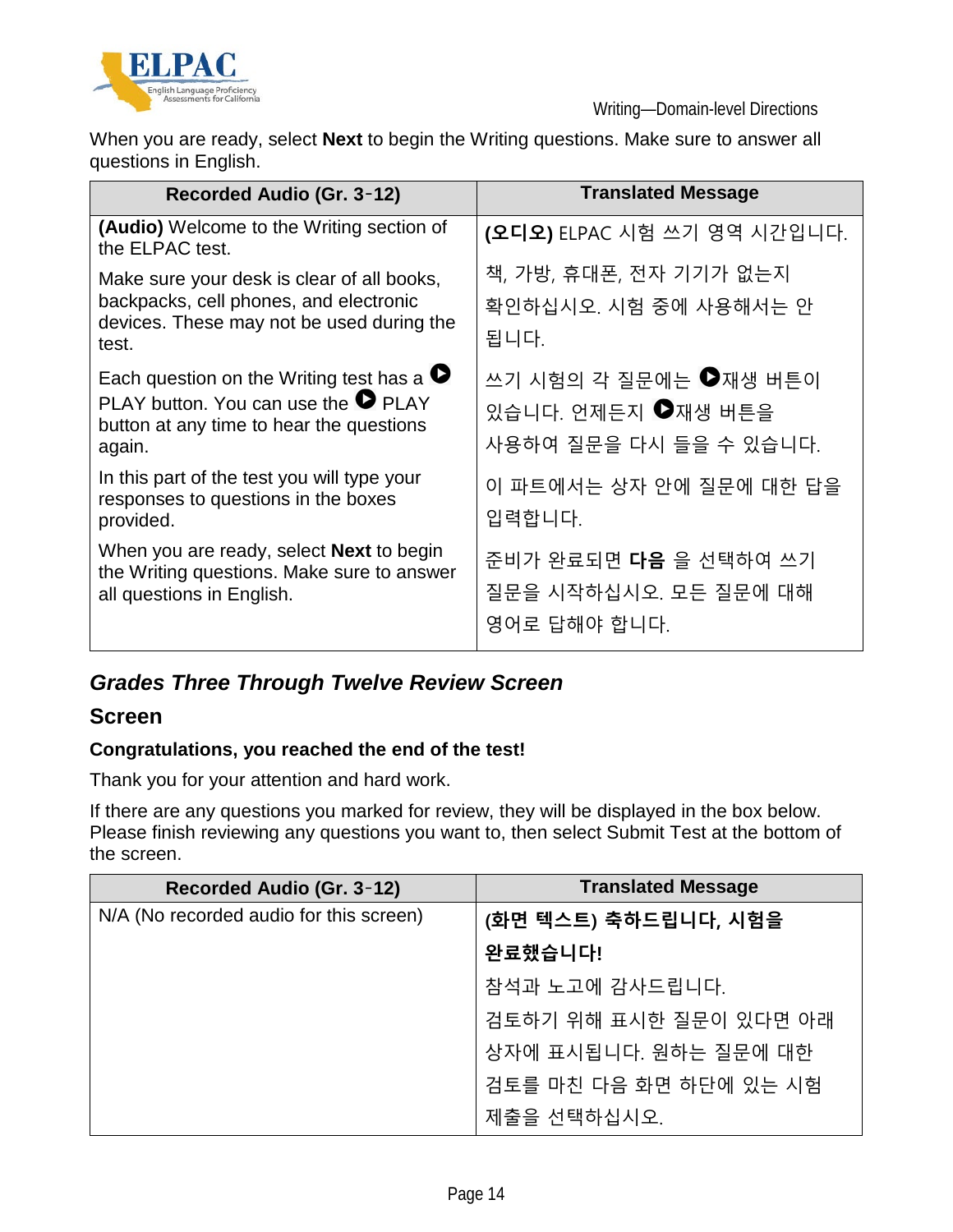When you are ready, select **Next** to begin the Writing questions. Make sure to answer all questions in English.

| Recorded Audio (Gr. 3-12) | Translated Message |
|---|---|
| **(Audio)** Welcome to the Writing section of the ELPAC test.<br>Make sure your desk is clear of all books, backpacks, cell phones, and electronic devices. These may not be used during the test.<br>Each question on the Writing test has a ▶ PLAY button. You can use the ▶ PLAY button at any time to hear the questions again.<br>In this part of the test you will type your responses to questions in the boxes provided.<br>When you are ready, select **Next** to begin the Writing questions. Make sure to answer all questions in English. | **(오디오)** ELPAC 시험 쓰기 영역 시간입니다.<br>책, 가방, 휴대폰, 전자 기기가 없는지 확인하십시오. 시험 중에 사용해서는 안 됩니다.<br>쓰기 시험의 각 질문에는 ▶재생 버튼이 있습니다. 언제든지 ▶재생 버튼을 사용하여 질문을 다시 들을 수 있습니다.<br>이 파트에서는 상자 안에 질문에 대한 답을 입력합니다.<br>준비가 완료되면 **다음** 을 선택하여 쓰기 질문을 시작하십시오. 모든 질문에 대해 영어로 답해야 합니다. |

## *Grades Three Through Twelve Review Screen*

### Screen

**Congratulations, you reached the end of the test!**

Thank you for your attention and hard work.

If there are any questions you marked for review, they will be displayed in the box below. Please finish reviewing any questions you want to, then select Submit Test at the bottom of the screen.

| Recorded Audio (Gr. 3-12) | Translated Message |
|---|---|
| N/A (No recorded audio for this screen) | **(화면 텍스트) 축하드립니다, 시험을 완료했습니다!**<br>참석과 노고에 감사드립니다.<br>검토하기 위해 표시한 질문이 있다면 아래 상자에 표시됩니다. 원하는 질문에 대한 검토를 마친 다음 화면 하단에 있는 시험 제출을 선택하십시오. |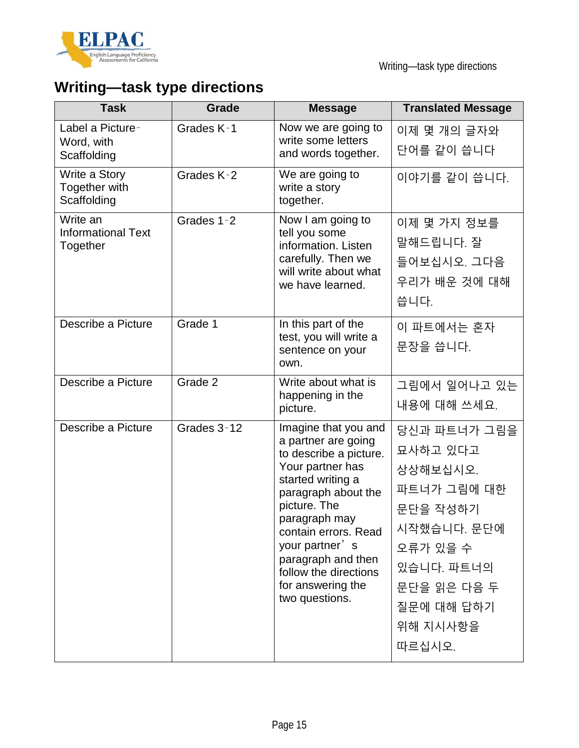# Writing—task type directions

| Task | Grade | Message | Translated Message |
|---|---|---|---|
| Label a Picture-Word, with Scaffolding | Grades K-1 | Now we are going to write some letters and words together. | 이제 몇 개의 글자와 단어를 같이 씁니다 |
| Write a Story Together with Scaffolding | Grades K-2 | We are going to write a story together. | 이야기를 같이 씁니다. |
| Write an Informational Text Together | Grades 1-2 | Now I am going to tell you some information. Listen carefully. Then we will write about what we have learned. | 이제 몇 가지 정보를 말해드립니다. 잘 들어보십시오. 그다음 우리가 배운 것에 대해 씁니다. |
| Describe a Picture | Grade 1 | In this part of the test, you will write a sentence on your own. | 이 파트에서는 혼자 문장을 씁니다. |
| Describe a Picture | Grade 2 | Write about what is happening in the picture. | 그림에서 일어나고 있는 내용에 대해 쓰세요. |
| Describe a Picture | Grades 3-12 | Imagine that you and a partner are going to describe a picture. Your partner has started writing a paragraph about the picture. The paragraph may contain errors. Read your partner's paragraph and then follow the directions for answering the two questions. | 당신과 파트너가 그림을 묘사하고 있다고 상상해보십시오. 파트너가 그림에 대한 문단을 작성하기 시작했습니다. 문단에 오류가 있을 수 있습니다. 파트너의 문단을 읽은 다음 두 질문에 대해 답하기 위해 지시사항을 따르십시오. |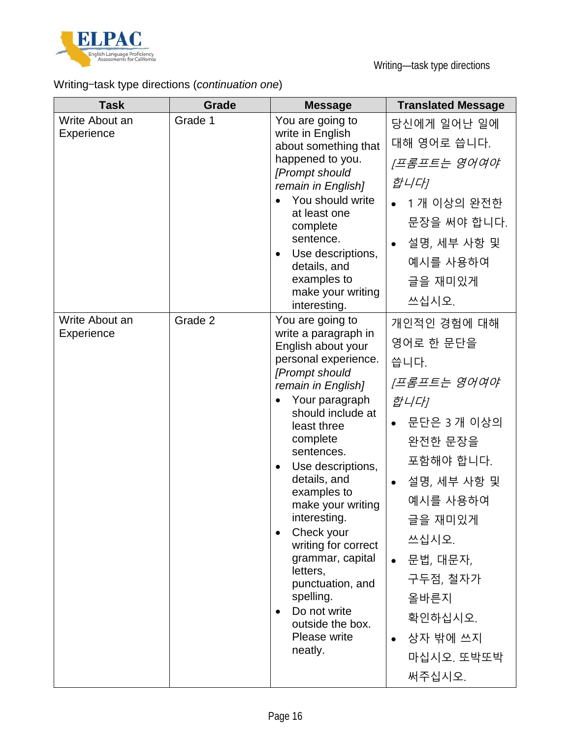Writing–task type directions (*continuation one*)

| Task | Grade | Message | Translated Message |
| --- | --- | --- | --- |
| Write About an Experience | Grade 1 | You are going to write in English about something that happened to you. *[Prompt should remain in English]*<br>• You should write at least one complete sentence.<br>• Use descriptions, details, and examples to make your writing interesting. | 당신에게 일어난 일에 대해 영어로 씁니다. *[프롬프트는 영어여야 합니다]*<br>• 1 개 이상의 완전한 문장을 써야 합니다.<br>• 설명, 세부 사항 및 예시를 사용하여 글을 재미있게 쓰십시오. |
| Write About an Experience | Grade 2 | You are going to write a paragraph in English about your personal experience. *[Prompt should remain in English]*<br>• Your paragraph should include at least three complete sentences.<br>• Use descriptions, details, and examples to make your writing interesting.<br>• Check your writing for correct grammar, capital letters, punctuation, and spelling.<br>• Do not write outside the box. Please write neatly. | 개인적인 경험에 대해 영어로 한 문단을 씁니다. *[프롬프트는 영어여야 합니다]*<br>• 문단은 3 개 이상의 완전한 문장을 포함해야 합니다.<br>• 설명, 세부 사항 및 예시를 사용하여 글을 재미있게 쓰십시오.<br>• 문법, 대문자, 구두점, 철자가 올바른지 확인하십시오.<br>• 상자 밖에 쓰지 마십시오. 또박또박 써주십시오. |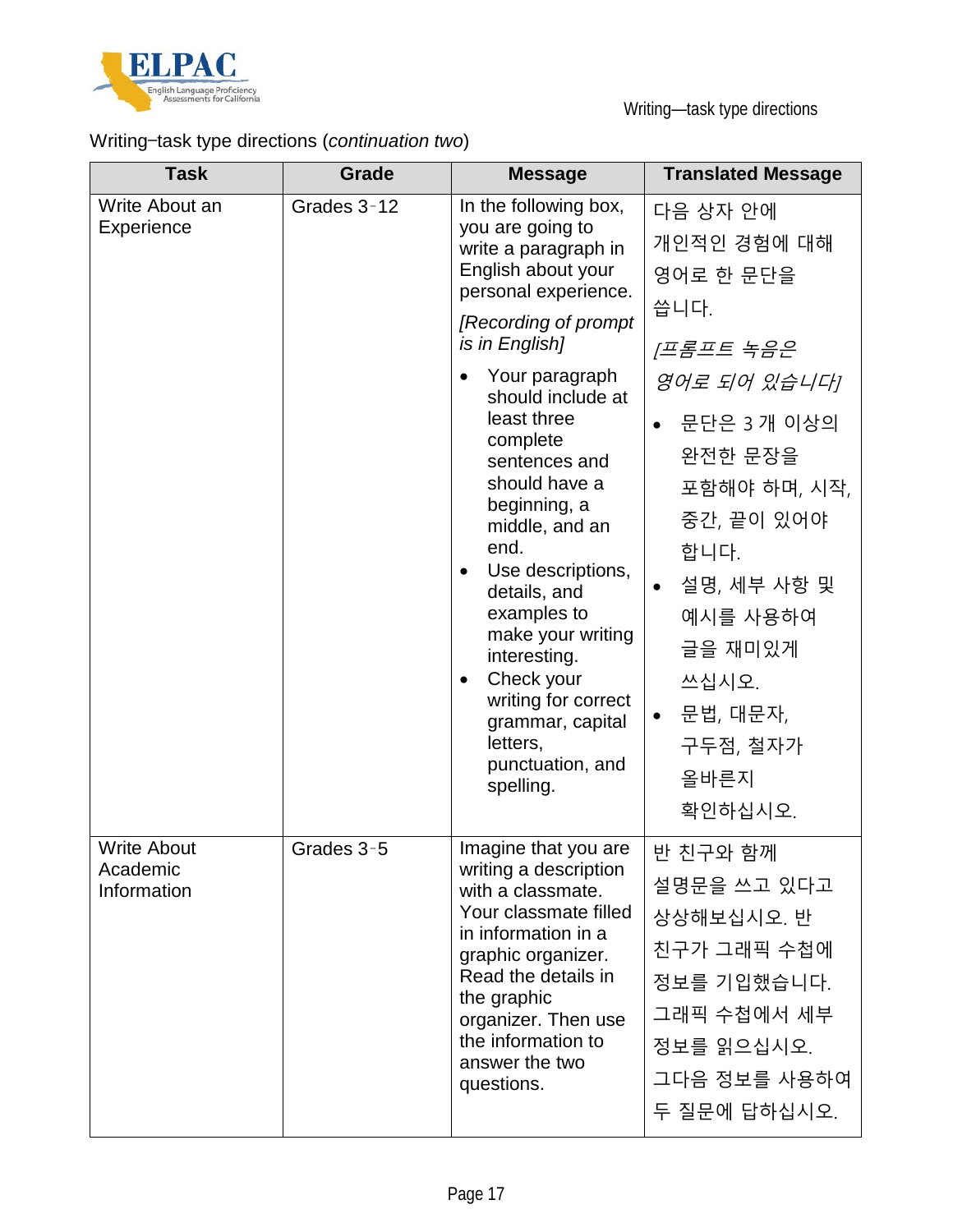Writing–task type directions (*continuation two*)

| Task | Grade | Message | Translated Message |
|---|---|---|---|
| Write About an Experience | Grades 3–12 | In the following box, you are going to write a paragraph in English about your personal experience. *[Recording of prompt is in English]* <br>• Your paragraph should include at least three complete sentences and should have a beginning, a middle, and an end.<br>• Use descriptions, details, and examples to make your writing interesting.<br>• Check your writing for correct grammar, capital letters, punctuation, and spelling. | 다음 상자 안에 개인적인 경험에 대해 영어로 한 문단을 씁니다. *[프롬프트 녹음은 영어로 되어 있습니다]* <br>• 문단은 3 개 이상의 완전한 문장을 포함해야 하며, 시작, 중간, 끝이 있어야 합니다.<br>• 설명, 세부 사항 및 예시를 사용하여 글을 재미있게 쓰십시오.<br>• 문법, 대문자, 구두점, 철자가 올바른지 확인하십시오. |
| Write About Academic Information | Grades 3–5 | Imagine that you are writing a description with a classmate. Your classmate filled in information in a graphic organizer. Read the details in the graphic organizer. Then use the information to answer the two questions. | 반 친구와 함께 설명문을 쓰고 있다고 상상해보십시오. 반 친구가 그래픽 수첩에 정보를 기입했습니다. 그래픽 수첩에서 세부 정보를 읽으십시오. 그다음 정보를 사용하여 두 질문에 답하십시오. |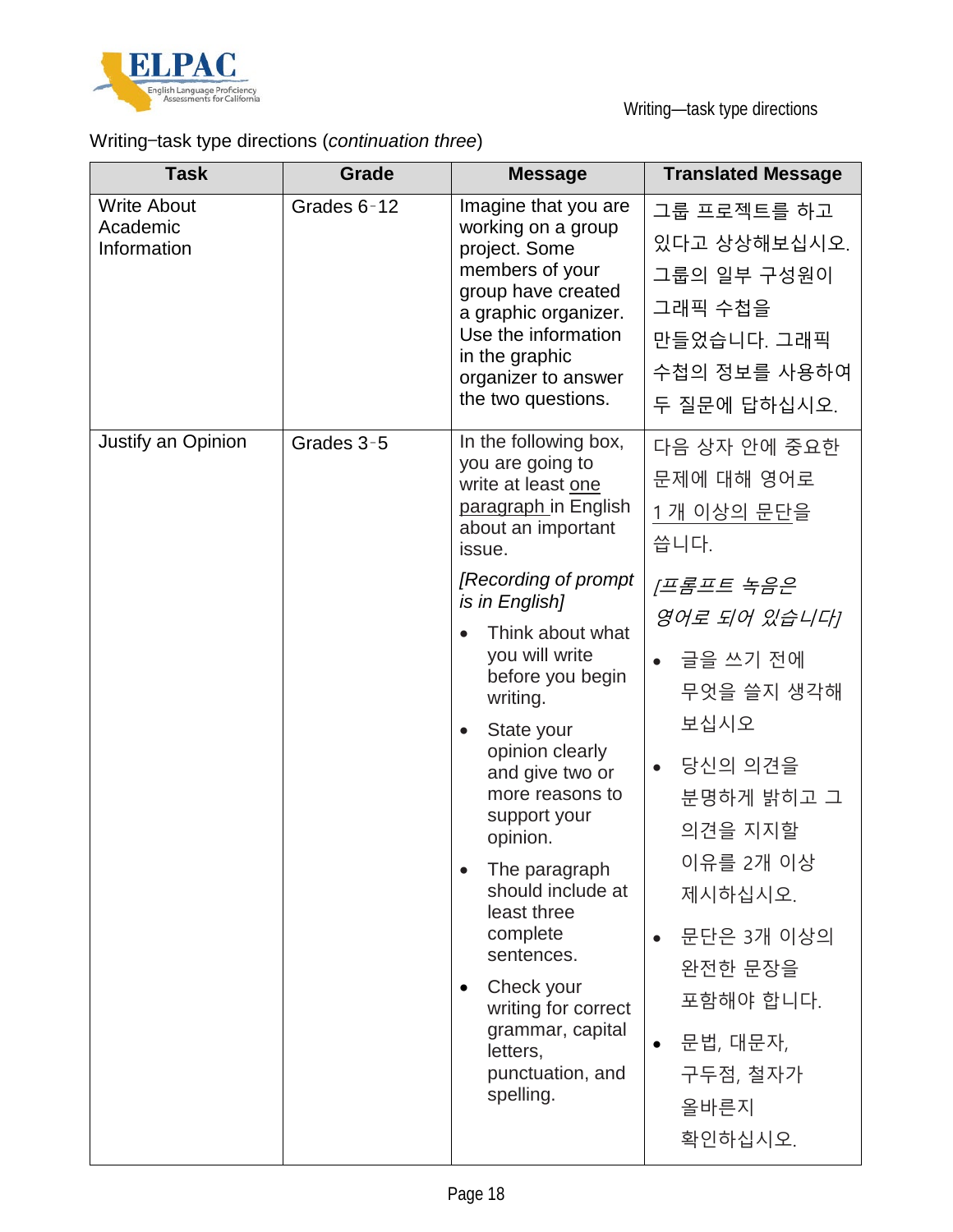Writing–task type directions (*continuation three*)

| Task | Grade | Message | Translated Message |
|---|---|---|---|
| Write About Academic Information | Grades 6-12 | Imagine that you are working on a group project. Some members of your group have created a graphic organizer. Use the information in the graphic organizer to answer the two questions. | 그룹 프로젝트를 하고 있다고 상상해보십시오. 그룹의 일부 구성원이 그래픽 수첩을 만들었습니다. 그래픽 수첩의 정보를 사용하여 두 질문에 답하십시오. |
| Justify an Opinion | Grades 3-5 | In the following box, you are going to write at least <u>one paragraph</u> in English about an important issue.<br><br>*[Recording of prompt is in English]*<br><br>• Think what you will write before you begin writing.<br>• State your opinion clearly and give two or more reasons to support your opinion.<br>• The paragraph should include at least three complete sentences.<br>• Check your writing for correct grammar, capital letters, punctuation, and spelling. | 다음 상자 안에 중요한 문제에 대해 영어로 <u>1 개 이상의 문단</u>을 씁니다.<br><br>*[프롬프트 녹음은 영어로 되어 있습니다]*<br><br>• 글을 쓰기 전에 무엇을 쓸지 생각해 보십시오<br>• 당신의 의견을 분명하게 밝히고 그 의견을 지지할 이유를 2개 이상 제시하십시오.<br>• 문단은 3개 이상의 완전한 문장을 포함해야 합니다.<br>• 문법, 대문자, 구두점, 철자가 올바른지 확인하십시오. |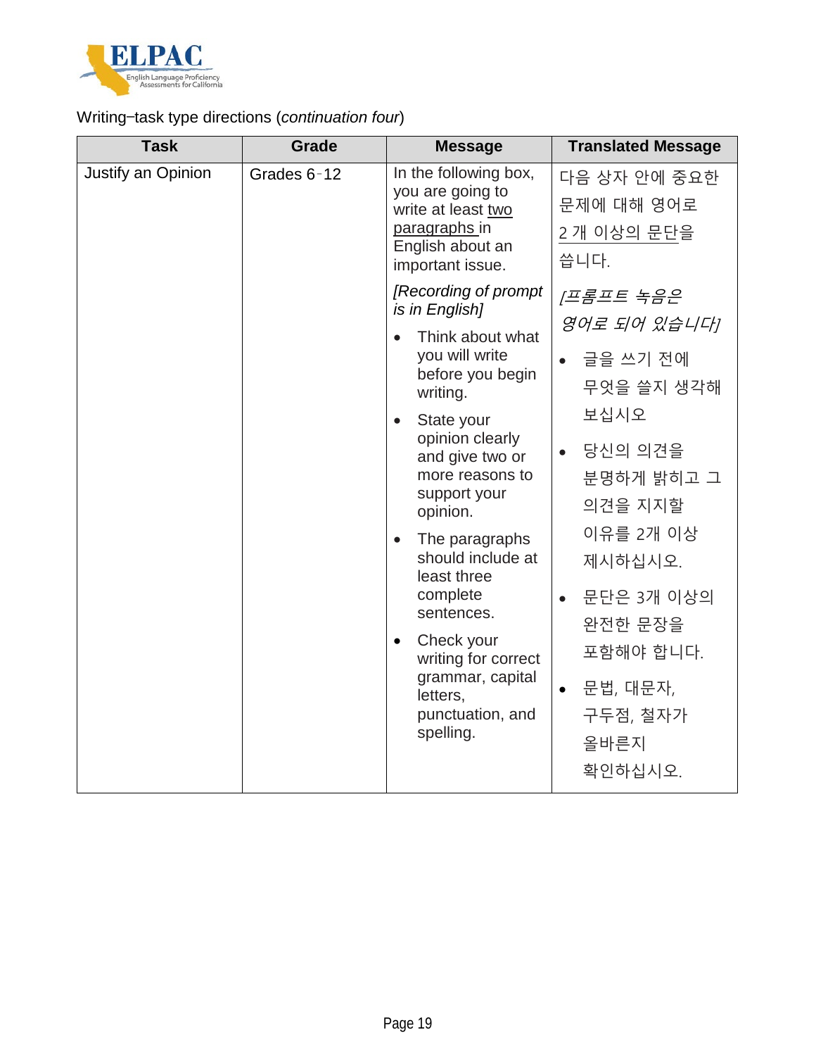Writing–task type directions (*continuation four*)

| Task | Grade | Message | Translated Message |
|---|---|---|---|
| Justify an Opinion | Grades 6–12 | In the following box, you are going to write at least <u>two paragraphs</u> in English about an important issue.<br><br>*[Recording of prompt is in English]*<br><br>• Think about what you will write before you begin writing.<br>• State your opinion clearly and give two or more reasons to support your opinion.<br>• The paragraphs should include at least three complete sentences.<br>• Check your writing for correct grammar, capital letters, punctuation, and spelling. | 다음 상자 안에 중요한 문제에 대해 영어로 <u>2 개 이상의 문단을</u> 씁니다.<br><br>*[프롬프트 녹음은 영어로 되어 있습니다]*<br><br>• 글을 쓰기 전에 무엇을 쓸지 생각해 보십시오<br>• 당신의 의견을 분명하게 밝히고 그 의견을 지지할 이유를 2개 이상 제시하십시오.<br>• 문단은 3개 이상의 완전한 문장을 포함해야 합니다.<br>• 문법, 대문자, 구두점, 철자가 올바른지 확인하십시오. |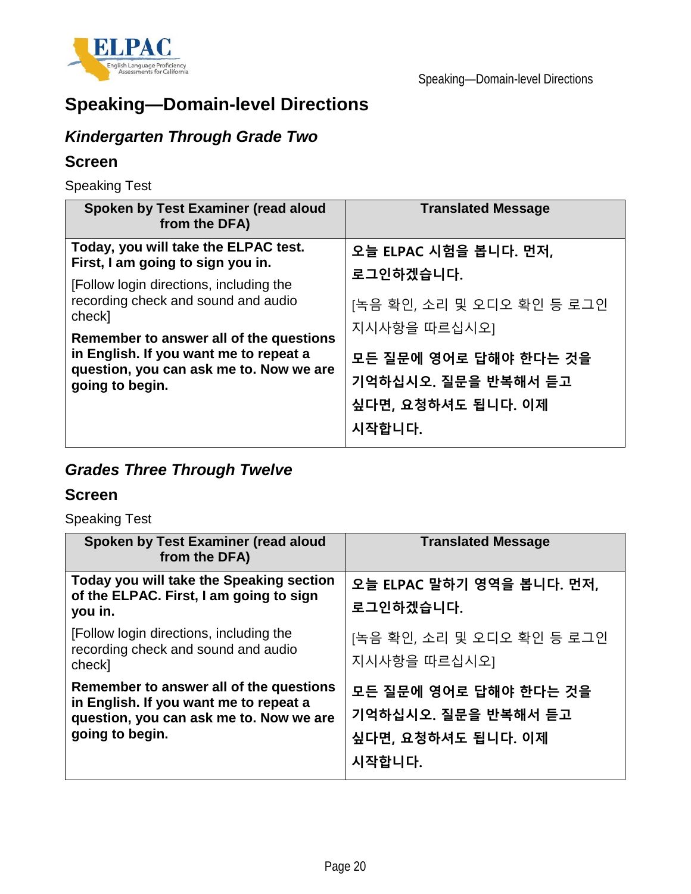# Speaking—Domain-level Directions

## *Kindergarten Through Grade Two*

### Screen

Speaking Test

| Spoken by Test Examiner (read aloud from the DFA) | Translated Message |
|---|---|
| **Today, you will take the ELPAC test. First, I am going to sign you in.**<br>[Follow login directions, including the recording check and sound and audio check]<br>**Remember to answer all of the questions in English. If you want me to repeat a question, you can ask me to. Now we are going to begin.** | **오늘 ELPAC 시험을 봅니다. 먼저, 로그인하겠습니다.**<br>[녹음 확인, 소리 및 오디오 확인 등 로그인 지시사항을 따르십시오]<br>**모든 질문에 영어로 답해야 한다는 것을 기억하십시오. 질문을 반복해서 듣고 싶다면, 요청하셔도 됩니다. 이제 시작합니다.** |

## *Grades Three Through Twelve*

### Screen

Speaking Test

| Spoken by Test Examiner (read aloud from the DFA) | Translated Message |
|---|---|
| **Today you will take the Speaking section of the ELPAC. First, I am going to sign you in.**<br>[Follow login directions, including the recording check and sound and audio check]<br>**Remember to answer all of the questions in English. If you want me to repeat a question, you can ask me to. Now we are going to begin.** | **오늘 ELPAC 말하기 영역을 봅니다. 먼저, 로그인하겠습니다.**<br>[녹음 확인, 소리 및 오디오 확인 등 로그인 지시사항을 따르십시오]<br>**모든 질문에 영어로 답해야 한다는 것을 기억하십시오. 질문을 반복해서 듣고 싶다면, 요청하셔도 됩니다. 이제 시작합니다.** |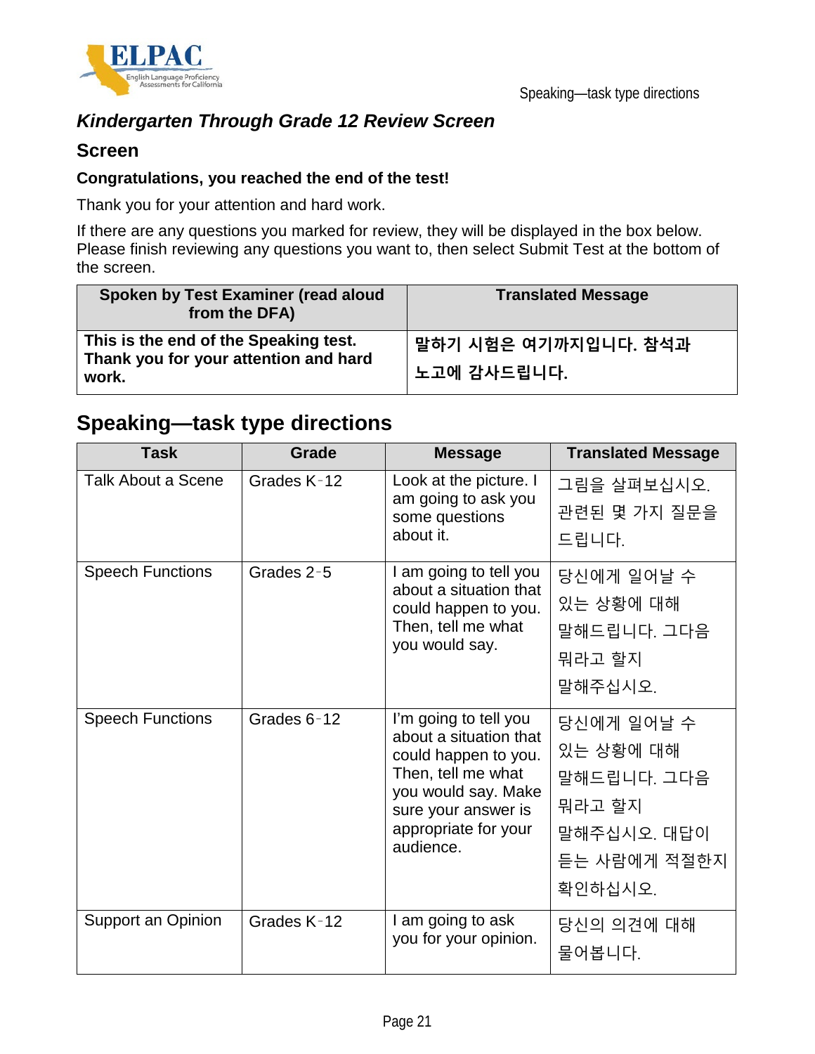### *Kindergarten Through Grade 12 Review Screen*

### Screen

**Congratulations, you reached the end of the test!**

Thank you for your attention and hard work.

If there are any questions you marked for review, they will be displayed in the box below. Please finish reviewing any questions you want to, then select Submit Test at the bottom of the screen.

| Spoken by Test Examiner (read aloud from the DFA) | Translated Message |
|---|---|
| **This is the end of the Speaking test. Thank you for your attention and hard work.** | **말하기 시험은 여기까지입니다. 참석과 노고에 감사드립니다.** |

## Speaking—task type directions

| Task | Grade | Message | Translated Message |
|---|---|---|---|
| Talk About a Scene | Grades K-12 | Look at the picture. I am going to ask you some questions about it. | 그림을 살펴보십시오. 관련된 몇 가지 질문을 드립니다. |
| Speech Functions | Grades 2-5 | I am going to tell you about a situation that could happen to you. Then, tell me what you would say. | 당신에게 일어날 수 있는 상황에 대해 말해드립니다. 그다음 뭐라고 할지 말해주십시오. |
| Speech Functions | Grades 6-12 | I'm going to tell you about a situation that could happen to you. Then, tell me what you would say. Make sure your answer is appropriate for your audience. | 당신에게 일어날 수 있는 상황에 대해 말해드립니다. 그다음 뭐라고 할지 말해주십시오. 대답이 듣는 사람에게 적절한지 확인하십시오. |
| Support an Opinion | Grades K-12 | I am going to ask you for your opinion. | 당신의 의견에 대해 물어봅니다. |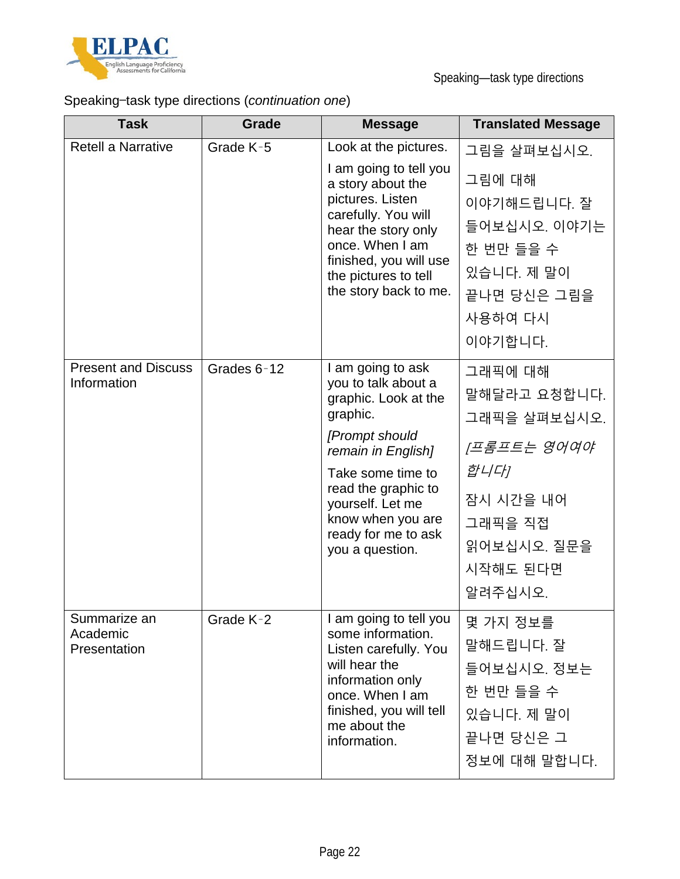Speaking–task type directions (*continuation one*)

| Task | Grade | Message | Translated Message |
| --- | --- | --- | --- |
| Retell a Narrative | Grade K–5 | Look at the pictures. I am going to tell you a story about the pictures. Listen carefully. You will hear the story only once. When I am finished, you will use the pictures to tell the story back to me. | 그림을 살펴보십시오. 그림에 대해 이야기해드립니다. 잘 들어보십시오. 이야기는 한 번만 들을 수 있습니다. 제 말이 끝나면 당신은 그림을 사용하여 다시 이야기합니다. |
| Present and Discuss Information | Grades 6–12 | I am going to ask you to talk about a graphic. Look at the graphic. *[Prompt should remain in English]* Take some time to read the graphic to yourself. Let me know when you are ready for me to ask you a question. | 그래픽에 대해 말해달라고 요청합니다. 그래픽을 살펴보십시오. *[프롬프트는 영어여야 합니다]* 잠시 시간을 내어 그래픽을 직접 읽어보십시오. 질문을 시작해도 된다면 알려주십시오. |
| Summarize an Academic Presentation | Grade K–2 | I am going to tell you some information. Listen carefully. You will hear the information only once. When I am finished, you will tell me about the information. | 몇 가지 정보를 말해드립니다. 잘 들어보십시오. 정보는 한 번만 들을 수 있습니다. 제 말이 끝나면 당신은 그 정보에 대해 말합니다. |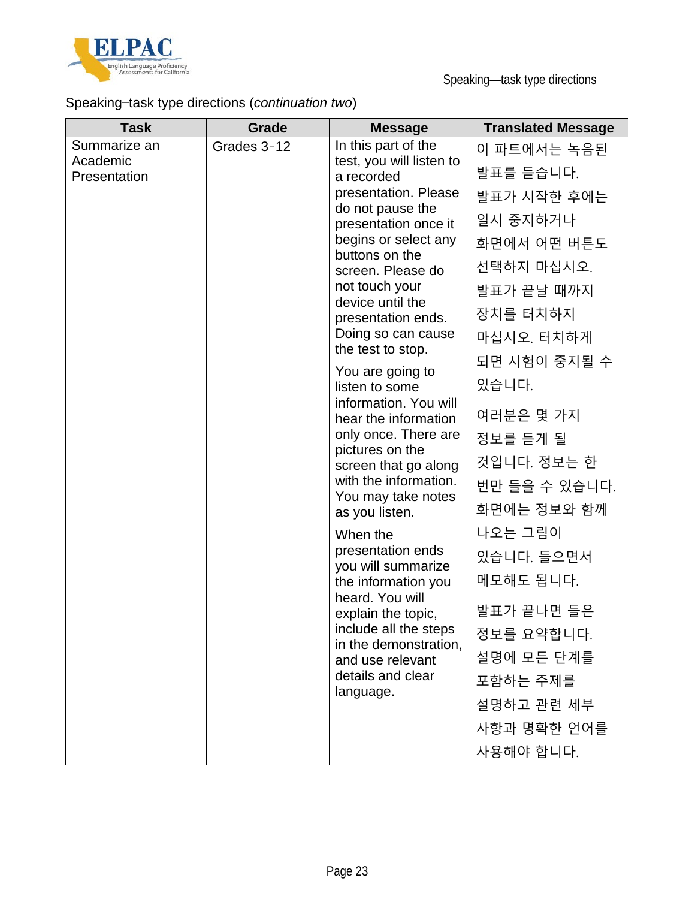Speaking–task type directions (*continuation two*)

| Task | Grade | Message | Translated Message |
|---|---|---|---|
| Summarize an Academic Presentation | Grades 3–12 | In this part of the test, you will listen to a recorded presentation. Please do not pause the presentation once it begins or select any buttons on the screen. Please do not touch your device until the presentation ends. Doing so can cause the test to stop.<br><br>You are going to listen to some information. You will hear the information only once. There are pictures on the screen that go along with the information. You may take notes as you listen.<br><br>When the presentation ends you will summarize the information you heard. You will explain the topic, include all the steps in the demonstration, and use relevant details and clear language. | 이 파트에서는 녹음된 발표를 듣습니다. 발표가 시작한 후에는 일시 중지하거나 화면에서 어떤 버튼도 선택하지 마십시오. 발표가 끝날 때까지 장치를 터치하지 마십시오. 터치하게 되면 시험이 중지될 수 있습니다.<br><br>여러분은 몇 가지 정보를 듣게 될 것입니다. 정보는 한 번만 들을 수 있습니다. 화면에는 정보와 함께 나오는 그림이 있습니다. 들으면서 메모해도 됩니다.<br><br>발표가 끝나면 들은 정보를 요약합니다. 설명에 모든 단계를 포함하는 주제를 설명하고 관련 세부 사항과 명확한 언어를 사용해야 합니다. |